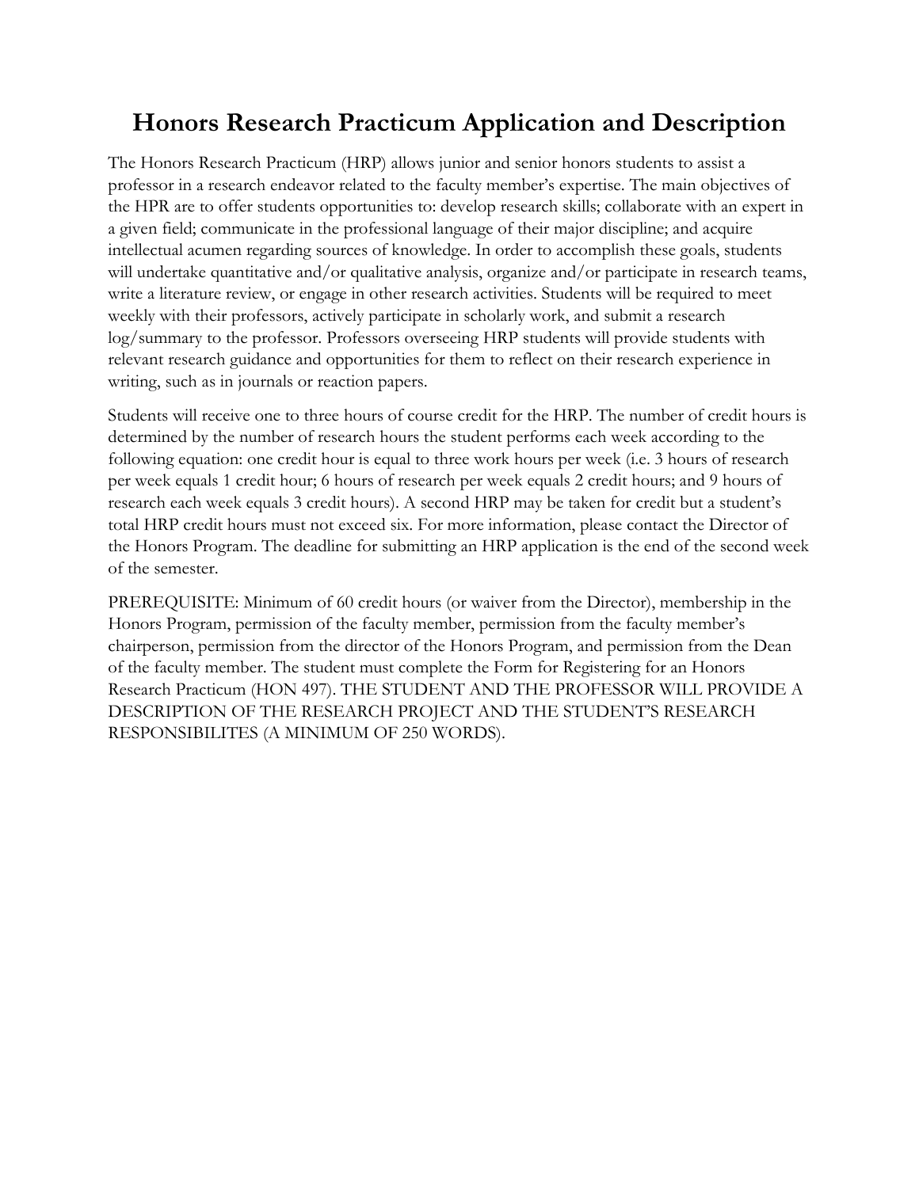# Honors Research Practicum Application and Description

The Honors Research Practicum (HRP) allows junior and senior honors students to assist a professor in a research endeavor related to the faculty member's expertise. The main objectives of the HPR are to offer students opportunities to: develop research skills; collaborate with an expert in a given field; communicate in the professional language of their major discipline; and acquire intellectual acumen regarding sources of knowledge. In order to accomplish these goals, students will undertake quantitative and/or qualitative analysis, organize and/or participate in research teams, write a literature review, or engage in other research activities. Students will be required to meet weekly with their professors, actively participate in scholarly work, and submit a research log/summary to the professor. Professors overseeing HRP students will provide students with relevant research guidance and opportunities for them to reflect on their research experience in writing, such as in journals or reaction papers.

Students will receive one to three hours of course credit for the HRP. The number of credit hours is determined by the number of research hours the student performs each week according to the following equation: one credit hour is equal to three work hours per week (i.e. 3 hours of research per week equals 1 credit hour; 6 hours of research per week equals 2 credit hours; and 9 hours of research each week equals 3 credit hours). A second HRP may be taken for credit but a student's total HRP credit hours must not exceed six. For more information, please contact the Director of the Honors Program. The deadline for submitting an HRP application is the end of the second week of the semester.

PREREQUISITE: Minimum of 60 credit hours (or waiver from the Director), membership in the Honors Program, permission of the faculty member, permission from the faculty member's chairperson, permission from the director of the Honors Program, and permission from the Dean of the faculty member. The student must complete the Form for Registering for an Honors Research Practicum (HON 497). THE STUDENT AND THE PROFESSOR WILL PROVIDE A DESCRIPTION OF THE RESEARCH PROJECT AND THE STUDENT'S RESEARCH RESPONSIBILITES (A MINIMUM OF 250 WORDS).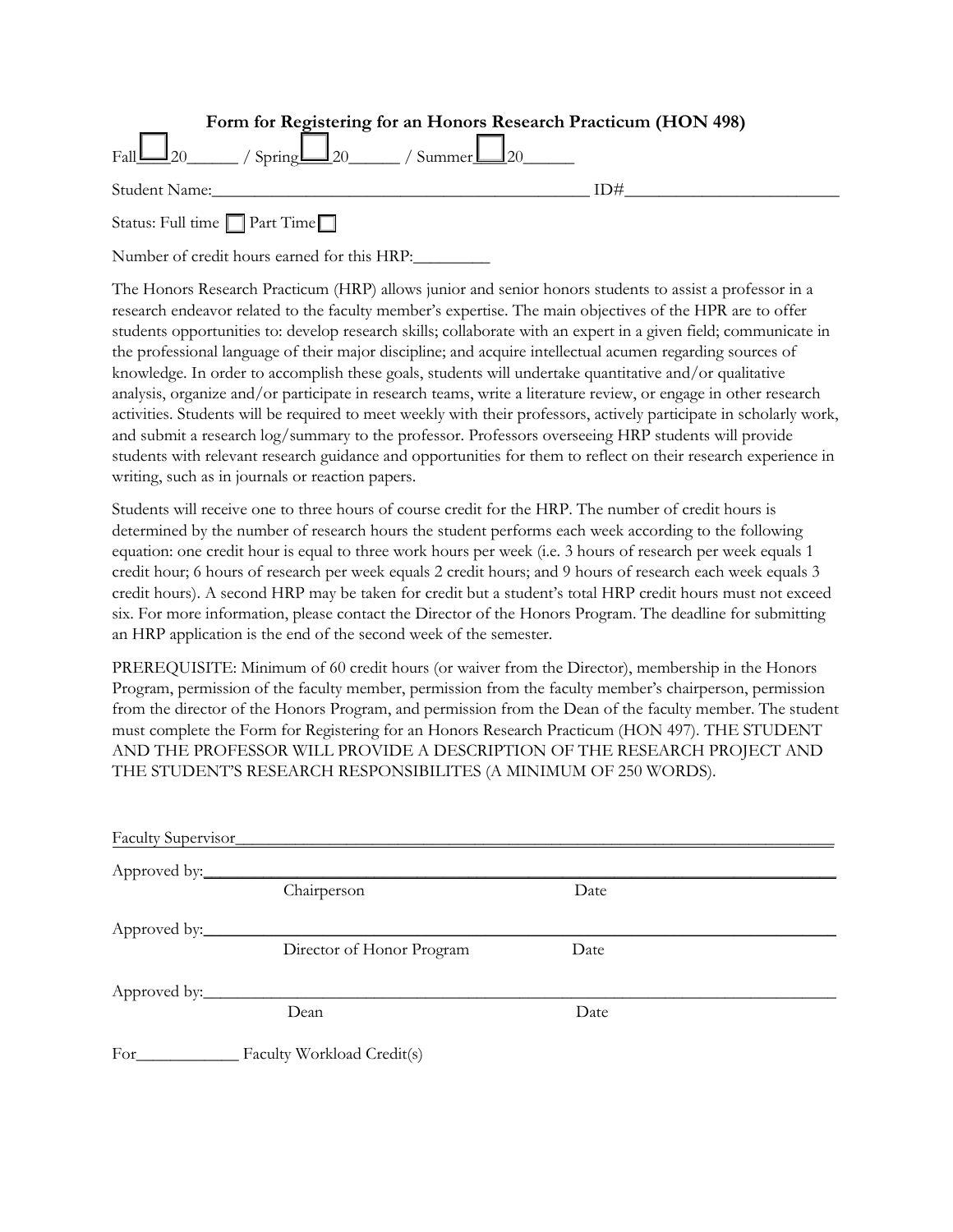## Form for Registering for an Honors Research Practicum (HON 498)

Fall ☐ 20______ / Spring ☐ 20______ / Summer ☐ 20______

Student Name:_____________________________________________ ID#_________________________

Status: Full time ☐ Part Time ☐

Number of credit hours earned for this HRP:_________

The Honors Research Practicum (HRP) allows junior and senior honors students to assist a professor in a research endeavor related to the faculty member's expertise. The main objectives of the HPR are to offer students opportunities to: develop research skills; collaborate with an expert in a given field; communicate in the professional language of their major discipline; and acquire intellectual acumen regarding sources of knowledge. In order to accomplish these goals, students will undertake quantitative and/or qualitative analysis, organize and/or participate in research teams, write a literature review, or engage in other research activities. Students will be required to meet weekly with their professors, actively participate in scholarly work, and submit a research log/summary to the professor. Professors overseeing HRP students will provide students with relevant research guidance and opportunities for them to reflect on their research experience in writing, such as in journals or reaction papers.

Students will receive one to three hours of course credit for the HRP. The number of credit hours is determined by the number of research hours the student performs each week according to the following equation: one credit hour is equal to three work hours per week (i.e. 3 hours of research per week equals 1 credit hour; 6 hours of research per week equals 2 credit hours; and 9 hours of research each week equals 3 credit hours). A second HRP may be taken for credit but a student's total HRP credit hours must not exceed six. For more information, please contact the Director of the Honors Program. The deadline for submitting an HRP application is the end of the second week of the semester.

PREREQUISITE: Minimum of 60 credit hours (or waiver from the Director), membership in the Honors Program, permission of the faculty member, permission from the faculty member's chairperson, permission from the director of the Honors Program, and permission from the Dean of the faculty member. The student must complete the Form for Registering for an Honors Research Practicum (HON 497). THE STUDENT AND THE PROFESSOR WILL PROVIDE A DESCRIPTION OF THE RESEARCH PROJECT AND THE STUDENT'S RESEARCH RESPONSIBILITES (A MINIMUM OF 250 WORDS).

Faculty Supervisor______________________________________________________________________

Approved by:___________________________________________________________________________
Chairperson Date

Approved by:___________________________________________________________________________
Director of Honor Program Date

Approved by:___________________________________________________________________________
Dean Date

For____________ Faculty Workload Credit(s)